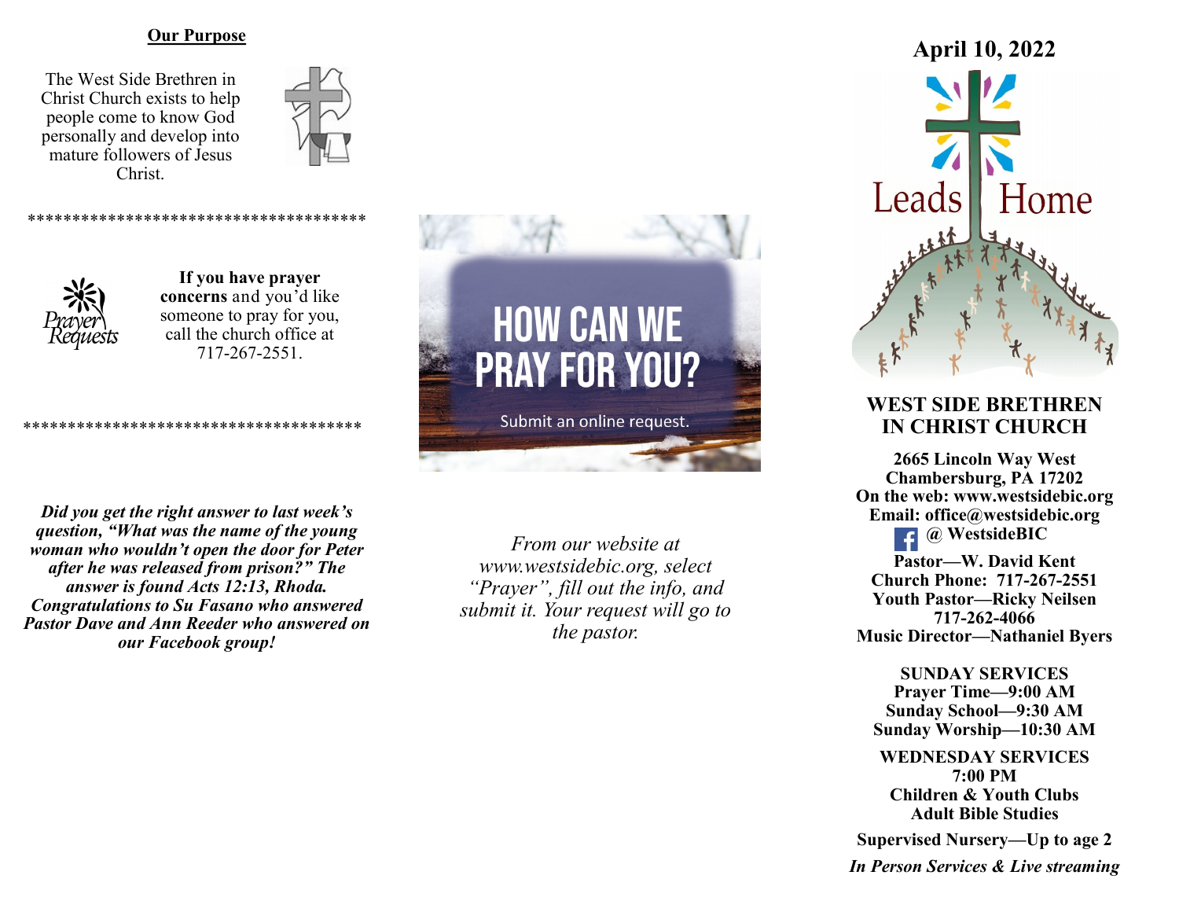## Our Purpose

The West Side Brethren in Christ Church exists to help people come to know God personally and develop into mature followers of Jesus Christ.

\*\*\*\*\*\*\*\*\*\*\*\*\*\*\*\*\*\*\*\*\*\*\*\*\*\*\*\*\*\*\*\*\*\*\*\*\*\*

Prayer Requests

**If you have prayer concerns** and you'd like someone to pray for you, call the church office at 717-267-2551.

\*\*\*\*\*\*\*\*\*\*\*\*\*\*\*\*\*\*\*\*\*\*\*\*\*\*\*\*\*\*\*\*\*\*\*\*\*\*

***Did you get the right answer to last week's question, "What was the name of the young woman who wouldn't open the door for Peter after he was released from prison?" The answer is found Acts 12:13, Rhoda. Congratulations to Su Fasano who answered Pastor Dave and Ann Reeder who answered on our Facebook group!***

HOW CAN WE PRAY FOR YOU?

Submit an online request.

*From our website at www.westsidebic.org, select "Prayer", fill out the info, and submit it. Your request will go to the pastor.*

## April 10, 2022

Leads Home

## WEST SIDE BRETHREN IN CHRIST CHURCH

**2665 Lincoln Way West**
**Chambersburg, PA 17202**
**On the web: www.westsidebic.org**
**Email: office@westsidebic.org**
**@ WestsideBIC**

**Pastor—W. David Kent**
**Church Phone: 717-267-2551**
**Youth Pastor—Ricky Neilsen**
**717-262-4066**
**Music Director—Nathaniel Byers**

**SUNDAY SERVICES**
**Prayer Time—9:00 AM**
**Sunday School—9:30 AM**
**Sunday Worship—10:30 AM**

**WEDNESDAY SERVICES**
**7:00 PM**
**Children & Youth Clubs**
**Adult Bible Studies**

**Supervised Nursery—Up to age 2**

***In Person Services & Live streaming***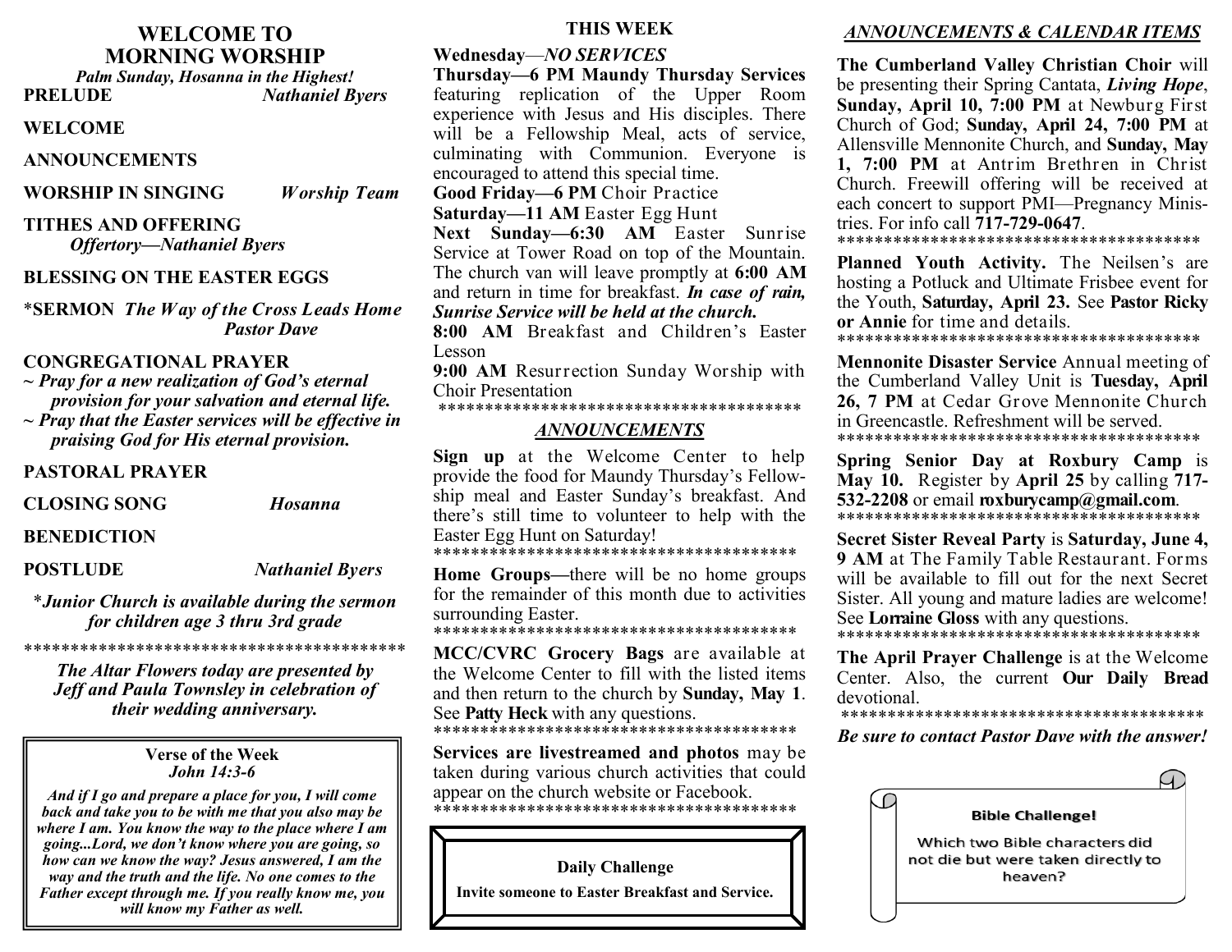# WELCOME TO MORNING WORSHIP

*Palm Sunday, Hosanna in the Highest!*

**PRELUDE** *Nathaniel Byers*

**WELCOME**

**ANNOUNCEMENTS**

**WORSHIP IN SINGING** *Worship Team*

**TITHES AND OFFERING**
*Offertory—Nathaniel Byers*

**BLESSING ON THE EASTER EGGS**

*__SERMON__ *The Way of the Cross Leads Home*
*Pastor Dave*

**CONGREGATIONAL PRAYER**

~ *Pray for a new realization of God's eternal provision for your salvation and eternal life.*

~ *Pray that the Easter services will be effective in praising God for His eternal provision.*

**PASTORAL PRAYER**

**CLOSING SONG** *Hosanna*

**BENEDICTION**

**POSTLUDE** *Nathaniel Byers*

**Junior Church is available during the sermon for children age 3 thru 3rd grade*

*****************************************

*The Altar Flowers today are presented by Jeff and Paula Townsley in celebration of their wedding anniversary.*

**Verse of the Week**
*John 14:3-6*

*And if I go and prepare a place for you, I will come back and take you to be with me that you also may be where I am. You know the way to the place where I am going...Lord, we don't know where you are going, so how can we know the way? Jesus answered, I am the way and the truth and the life. No one comes to the Father except through me. If you really know me, you will know my Father as well.*

## THIS WEEK

**Wednesday**—*NO SERVICES*

**Thursday—6 PM Maundy Thursday Services** featuring replication of the Upper Room experience with Jesus and His disciples. There will be a Fellowship Meal, acts of service, culminating with Communion. Everyone is encouraged to attend this special time.

**Good Friday—6 PM** Choir Practice

**Saturday—11 AM** Easter Egg Hunt

**Next Sunday—6:30 AM** Easter Sunrise Service at Tower Road on top of the Mountain. The church van will leave promptly at **6:00 AM** and return in time for breakfast. ***In case of rain, Sunrise Service will be held at the church.***

**8:00 AM** Breakfast and Children's Easter Lesson

**9:00 AM** Resurrection Sunday Worship with Choir Presentation

*****************************************

## *ANNOUNCEMENTS*

**Sign up** at the Welcome Center to help provide the food for Maundy Thursday's Fellowship meal and Easter Sunday's breakfast. And there's still time to volunteer to help with the Easter Egg Hunt on Saturday!

*****************************************

**Home Groups—**there will be no home groups for the remainder of this month due to activities surrounding Easter.

*****************************************

**MCC/CVRC Grocery Bags** are available at the Welcome Center to fill with the listed items and then return to the church by **Sunday, May 1**. See **Patty Heck** with any questions.

*****************************************

**Services are livestreamed and photos** may be taken during various church activities that could appear on the church website or Facebook.

*****************************************

**Daily Challenge**

**Invite someone to Easter Breakfast and Service.**

## *ANNOUNCEMENTS & CALENDAR ITEMS*

**The Cumberland Valley Christian Choir** will be presenting their Spring Cantata, ***Living Hope***, **Sunday, April 10, 7:00 PM** at Newburg First Church of God; **Sunday, April 24, 7:00 PM** at Allensville Mennonite Church, and **Sunday, May 1, 7:00 PM** at Antrim Brethren in Christ Church. Freewill offering will be received at each concert to support PMI—Pregnancy Ministries. For info call **717-729-0647**.

*****************************************

**Planned Youth Activity.** The Neilsen's are hosting a Potluck and Ultimate Frisbee event for the Youth, **Saturday, April 23.** See **Pastor Ricky or Annie** for time and details.

*****************************************

**Mennonite Disaster Service** Annual meeting of the Cumberland Valley Unit is **Tuesday, April 26, 7 PM** at Cedar Grove Mennonite Church in Greencastle. Refreshment will be served.

*****************************************

**Spring Senior Day at Roxbury Camp** is **May 10.** Register by **April 25** by calling **717-532-2208** or email **roxburycamp@gmail.com**.

*****************************************

**Secret Sister Reveal Party** is **Saturday, June 4, 9 AM** at The Family Table Restaurant. Forms will be available to fill out for the next Secret Sister. All young and mature ladies are welcome! See **Lorraine Gloss** with any questions.

*****************************************

**The April Prayer Challenge** is at the Welcome Center. Also, the current **Our Daily Bread** devotional.

*****************************************

***Be sure to contact Pastor Dave with the answer!***

**Bible Challenge!**

Which two Bible characters did not die but were taken directly to heaven?